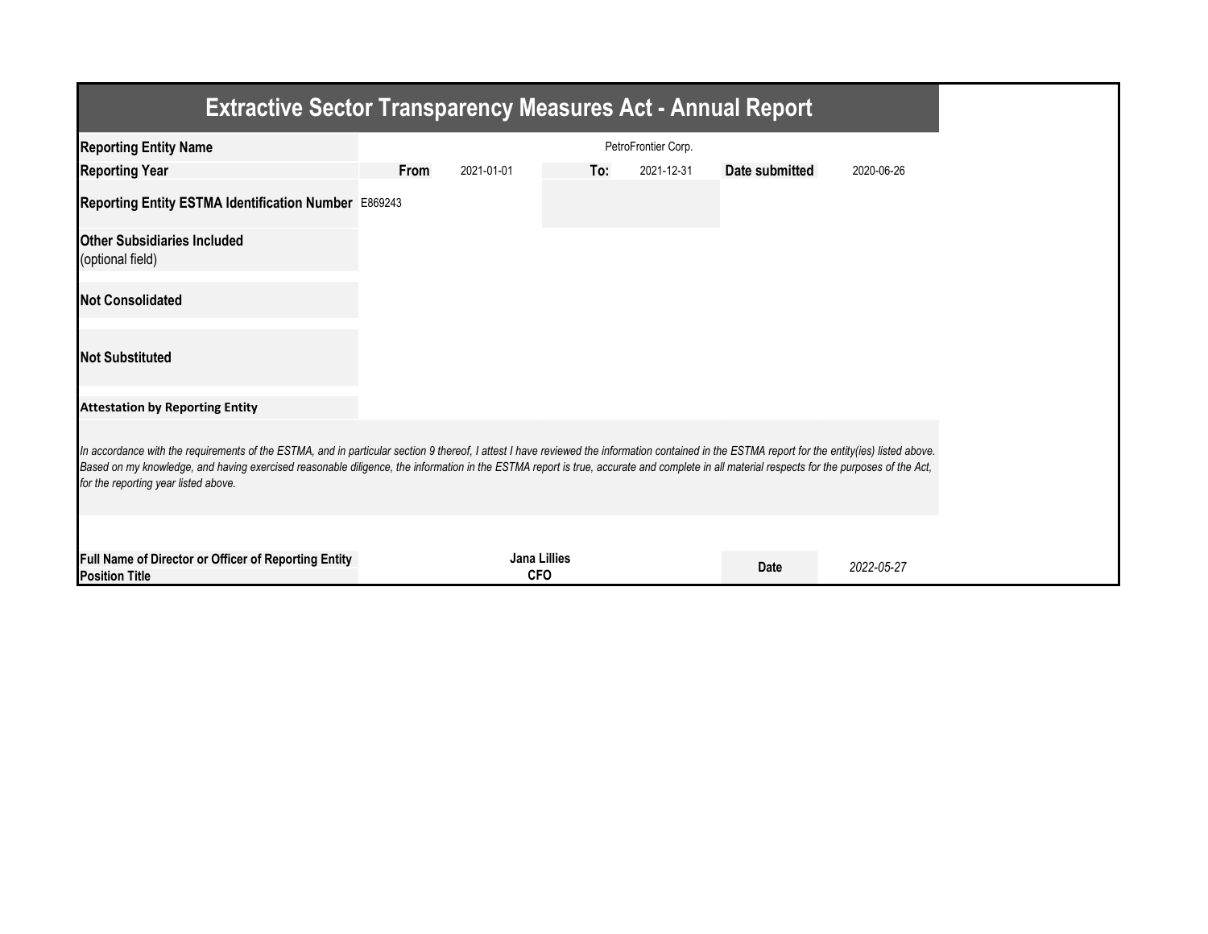# Extractive Sector Transparency Measures Act - Annual Report

| | | | | | | |
|---|---|---|---|---|---|---|
| **Reporting Entity Name** | PetroFrontier Corp. | | | | | |
| **Reporting Year** | **From** | 2021-01-01 | **To:** | 2021-12-31 | **Date submitted** | 2020-06-26 |
| **Reporting Entity ESTMA Identification Number** | E869243 | | | | | |
| **Other Subsidiaries Included** (optional field) | | | | | | |
| **Not Consolidated** | | | | | | |
| **Not Substituted** | | | | | | |

**Attestation by Reporting Entity**

*In accordance with the requirements of the ESTMA, and in particular section 9 thereof, I attest I have reviewed the information contained in the ESTMA report for the entity(ies) listed above. Based on my knowledge, and having exercised reasonable diligence, the information in the ESTMA report is true, accurate and complete in all material respects for the purposes of the Act, for the reporting year listed above.*

| | | | |
|---|---|---|---|
| **Full Name of Director or Officer of Reporting Entity** | **Jana Lillies** | **Date** | *2022-05-27* |
| **Position Title** | **CFO** | | |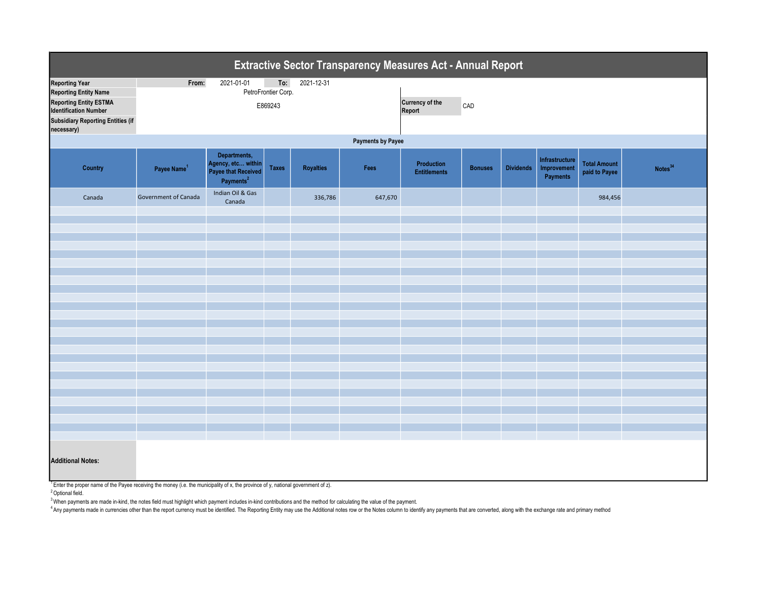# Extractive Sector Transparency Measures Act - Annual Report

| | | | | |
|---|---|---|---|---|
| **Reporting Year** | **From:** | 2021-01-01 | **To:** | 2021-12-31 |
| **Reporting Entity Name** | PetroFrontier Corp. | | | |
| **Reporting Entity ESTMA Identification Number** | E869243 | | **Currency of the Report** | CAD |
| **Subsidiary Reporting Entities (if necessary)** | | | | |

**Payments by Payee**

| Country | Payee Name[1] | Departments, Agency, etc… within Payee that Received Payments[2] | Taxes | Royalties | Fees | Production Entitlements | Bonuses | Dividends | Infrastructure Improvement Payments | Total Amount paid to Payee | Notes[34] |
|---|---|---|---|---|---|---|---|---|---|---|---|
| Canada | Government of Canada | Indian Oil & Gas Canada | | 336,786 | 647,670 | | | | | 984,456 | |

**Additional Notes:**

[1] Enter the proper name of the Payee receiving the money (i.e. the municipality of x, the province of y, national government of z).

[2] Optional field.

[3] When payments are made in-kind, the notes field must highlight which payment includes in-kind contributions and the method for calculating the value of the payment.

[4] Any payments made in currencies other than the report currency must be identified. The Reporting Entity may use the Additional notes row or the Notes column to identify any payments that are converted, along with the exchange rate and primary method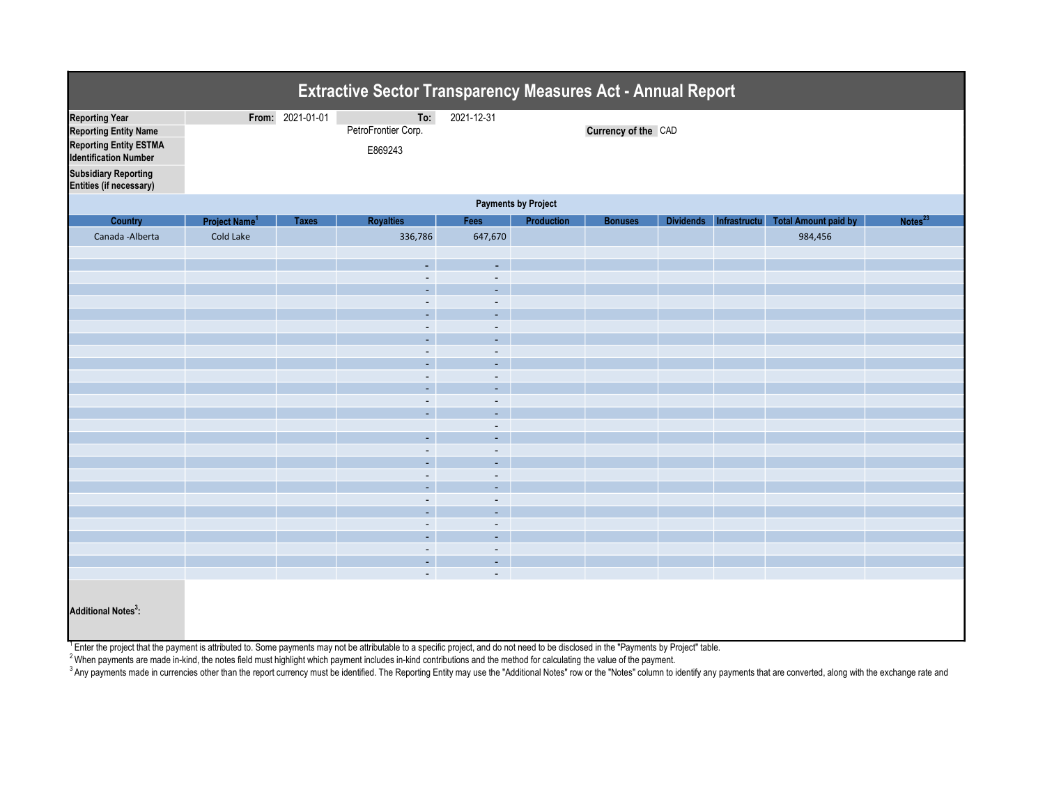# Extractive Sector Transparency Measures Act - Annual Report

| | | | | | |
|---|---|---|---|---|---|
| **Reporting Year** | **From:** | 2021-01-01 | **To:** | 2021-12-31 | |
| **Reporting Entity Name** | | | PetroFrontier Corp. | **Currency of the** | CAD |
| **Reporting Entity ESTMA Identification Number** | | | E869243 | | |
| **Subsidiary Reporting Entities (if necessary)** | | | | | |

## Payments by Project

| Country | Project Name[1] | Taxes | Royalties | Fees | Production | Bonuses | Dividends | Infrastructu | Total Amount paid by | Notes[23] |
|---|---|---|---|---|---|---|---|---|---|---|
| Canada -Alberta | Cold Lake | | 336,786 | 647,670 | | | | | 984,456 | |
| | | | | | | | | | | |
| | | | - | - | | | | | | |
| | | | - | - | | | | | | |
| | | | - | - | | | | | | |
| | | | - | - | | | | | | |
| | | | - | - | | | | | | |
| | | | - | - | | | | | | |
| | | | - | - | | | | | | |
| | | | - | - | | | | | | |
| | | | - | - | | | | | | |
| | | | - | - | | | | | | |
| | | | - | - | | | | | | |
| | | | - | - | | | | | | |
| | | | - | - | | | | | | |
| | | | | - | | | | | | |
| | | | - | - | | | | | | |
| | | | - | - | | | | | | |
| | | | - | - | | | | | | |
| | | | - | - | | | | | | |
| | | | - | - | | | | | | |
| | | | - | - | | | | | | |
| | | | - | - | | | | | | |
| | | | - | - | | | | | | |
| | | | - | - | | | | | | |
| | | | - | - | | | | | | |
| | | | - | - | | | | | | |
| | | | - | - | | | | | | |

**Additional Notes[3]:**

[1] Enter the project that the payment is attributed to. Some payments may not be attributable to a specific project, and do not need to be disclosed in the "Payments by Project" table.

[2] When payments are made in-kind, the notes field must highlight which payment includes in-kind contributions and the method for calculating the value of the payment.

[3] Any payments made in currencies other than the report currency must be identified. The Reporting Entity may use the "Additional Notes" row or the "Notes" column to identify any payments that are converted, along with the exchange rate and